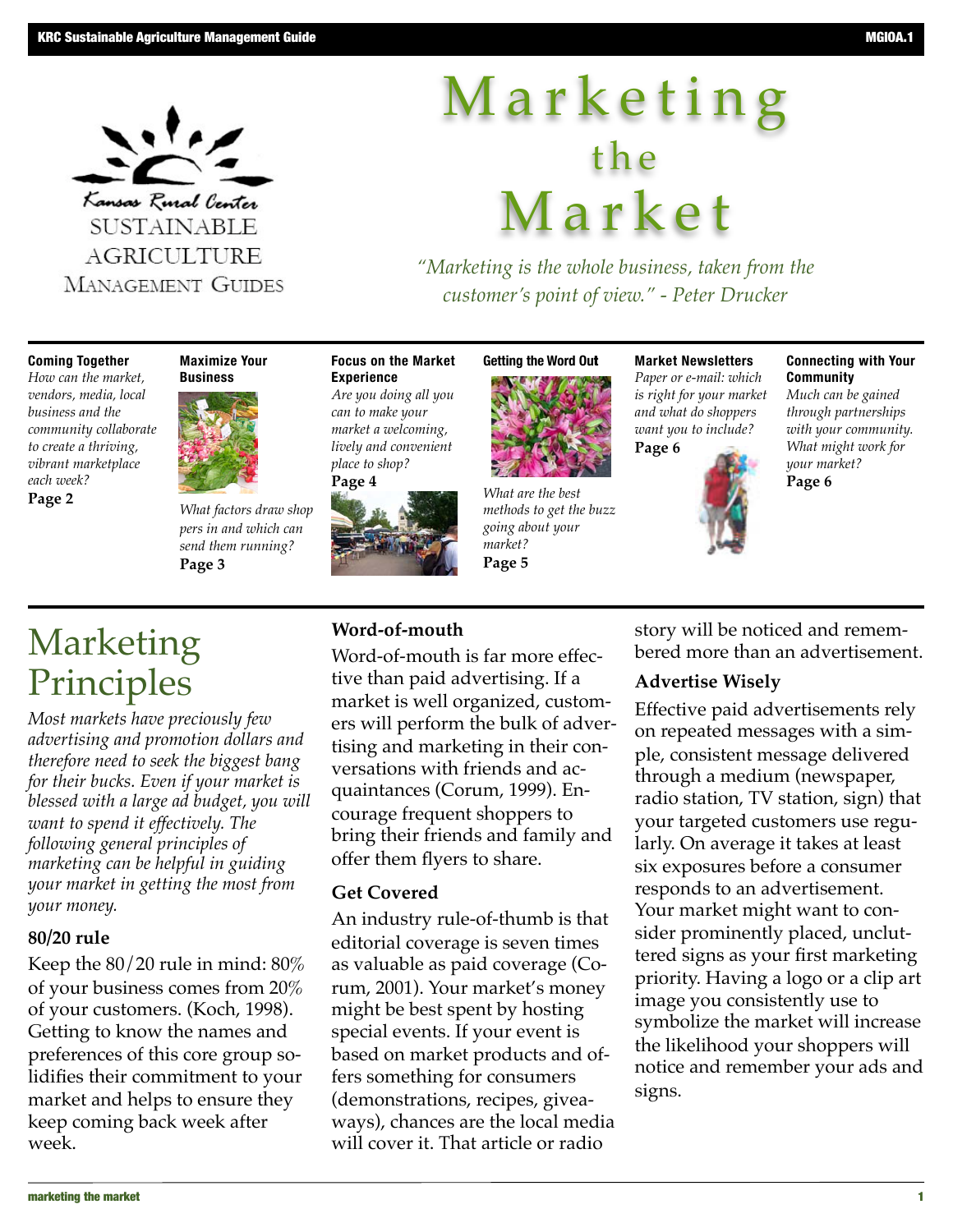# Marketing the Market

*"Marketing is the whole business, taken from the customer's point of view." - Peter Drucker*

**Coming Together**
*How can the market, vendors, media, local business and the community collaborate to create a thriving, vibrant marketplace each week?*
**Page 2**

**Maximize Your Business**
*What factors draw shoppers in and which can send them running?*
**Page 3**

**Focus on the Market Experience**
*Are you doing all you can to make your market a welcoming, lively and convenient place to shop?*
**Page 4**

**Getting the Word Out**
*What are the best methods to get the buzz going about your market?*
**Page 5**

**Market Newsletters**
*Paper or e-mail: which is right for your market and what do shoppers want you to include?*
**Page 6**

**Connecting with Your Community**
*Much can be gained through partnerships with your community. What might work for your market?*
**Page 6**

# Marketing Principles

*Most markets have preciously few advertising and promotion dollars and therefore need to seek the biggest bang for their bucks. Even if your market is blessed with a large ad budget, you will want to spend it effectively. The following general principles of marketing can be helpful in guiding your market in getting the most from your money.*

### 80/20 rule

Keep the 80/20 rule in mind: 80% of your business comes from 20% of your customers. (Koch, 1998). Getting to know the names and preferences of this core group solidifies their commitment to your market and helps to ensure they keep coming back week after week.

### Word-of-mouth

Word-of-mouth is far more effective than paid advertising. If a market is well organized, customers will perform the bulk of advertising and marketing in their conversations with friends and acquaintances (Corum, 1999). Encourage frequent shoppers to bring their friends and family and offer them flyers to share.

### Get Covered

An industry rule-of-thumb is that editorial coverage is seven times as valuable as paid coverage (Corum, 2001). Your market's money might be best spent by hosting special events. If your event is based on market products and offers something for consumers (demonstrations, recipes, giveaways), chances are the local media will cover it. That article or radio story will be noticed and remembered more than an advertisement.

### Advertise Wisely

Effective paid advertisements rely on repeated messages with a simple, consistent message delivered through a medium (newspaper, radio station, TV station, sign) that your targeted customers use regularly. On average it takes at least six exposures before a consumer responds to an advertisement. Your market might want to consider prominently placed, uncluttered signs as your first marketing priority. Having a logo or a clip art image you consistently use to symbolize the market will increase the likelihood your shoppers will notice and remember your ads and signs.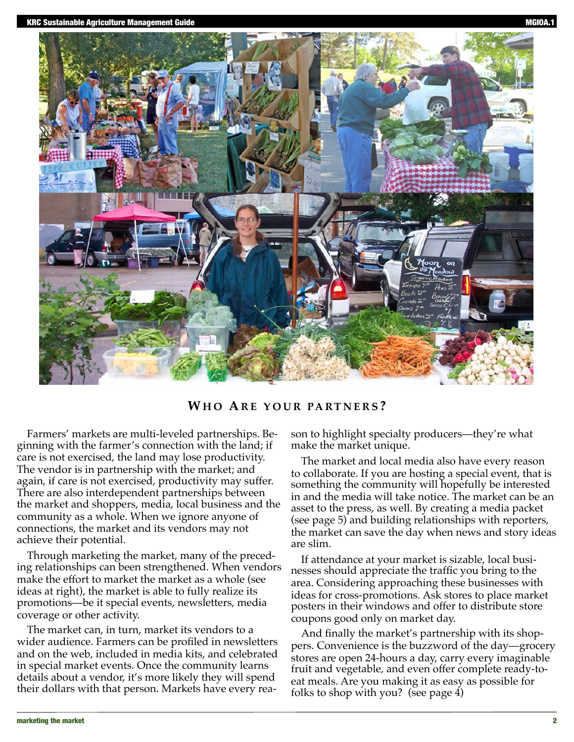## Who Are your partners?

Farmers' markets are multi-leveled partnerships. Beginning with the farmer's connection with the land; if care is not exercised, the land may lose productivity. The vendor is in partnership with the market; and again, if care is not exercised, productivity may suffer. There are also interdependent partnerships between the market and shoppers, media, local business and the community as a whole. When we ignore anyone of connections, the market and its vendors may not achieve their potential.

Through marketing the market, many of the preceding relationships can been strengthened. When vendors make the effort to market the market as a whole (see ideas at right), the market is able to fully realize its promotions—be it special events, newsletters, media coverage or other activity.

The market can, in turn, market its vendors to a wider audience. Farmers can be profiled in newsletters and on the web, included in media kits, and celebrated in special market events. Once the community learns details about a vendor, it's more likely they will spend their dollars with that person. Markets have every reason to highlight specialty producers—they're what make the market unique.

The market and local media also have every reason to collaborate. If you are hosting a special event, that is something the community will hopefully be interested in and the media will take notice. The market can be an asset to the press, as well. By creating a media packet (see page 5) and building relationships with reporters, the market can save the day when news and story ideas are slim.

If attendance at your market is sizable, local businesses should appreciate the traffic you bring to the area. Considering approaching these businesses with ideas for cross-promotions. Ask stores to place market posters in their windows and offer to distribute store coupons good only on market day.

And finally the market's partnership with its shoppers. Convenience is the buzzword of the day—grocery stores are open 24-hours a day, carry every imaginable fruit and vegetable, and even offer complete ready-to-eat meals. Are you making it as easy as possible for folks to shop with you? (see page 4)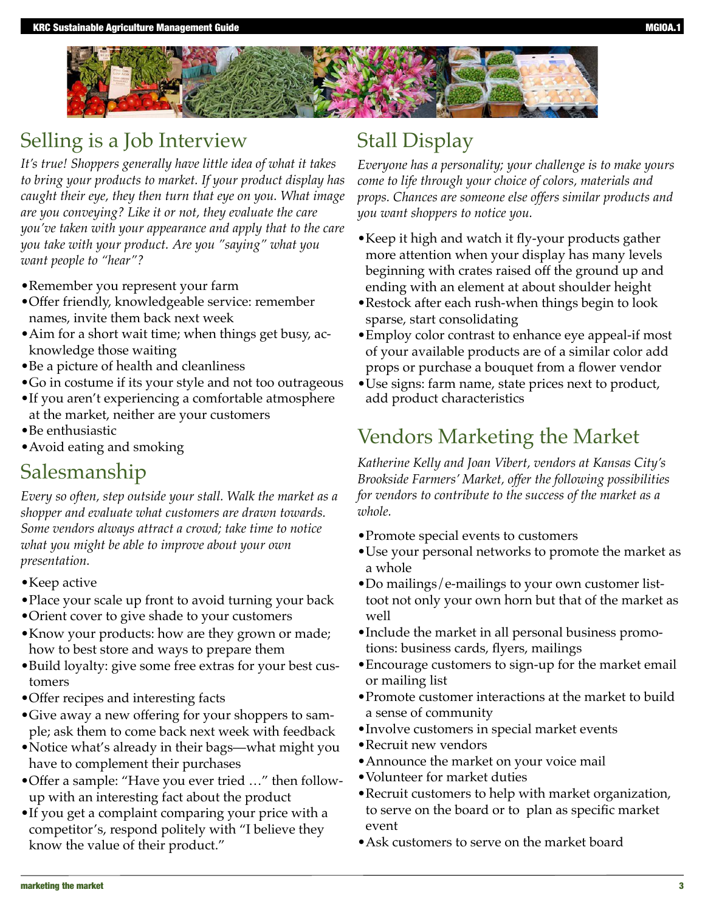## Selling is a Job Interview

*It's true! Shoppers generally have little idea of what it takes to bring your products to market. If your product display has caught their eye, they then turn that eye on you. What image are you conveying? Like it or not, they evaluate the care you've taken with your appearance and apply that to the care you take with your product. Are you "saying" what you want people to "hear"?*

- Remember you represent your farm
- Offer friendly, knowledgeable service: remember names, invite them back next week
- Aim for a short wait time; when things get busy, acknowledge those waiting
- Be a picture of health and cleanliness
- Go in costume if its your style and not too outrageous
- If you aren't experiencing a comfortable atmosphere at the market, neither are your customers
- Be enthusiastic
- Avoid eating and smoking

## Salesmanship

*Every so often, step outside your stall. Walk the market as a shopper and evaluate what customers are drawn towards. Some vendors always attract a crowd; take time to notice what you might be able to improve about your own presentation.*

- Keep active
- Place your scale up front to avoid turning your back
- Orient cover to give shade to your customers
- Know your products: how are they grown or made; how to best store and ways to prepare them
- Build loyalty: give some free extras for your best customers
- Offer recipes and interesting facts
- Give away a new offering for your shoppers to sample; ask them to come back next week with feedback
- Notice what's already in their bags—what might you have to complement their purchases
- Offer a sample: "Have you ever tried …" then follow-up with an interesting fact about the product
- If you get a complaint comparing your price with a competitor's, respond politely with "I believe they know the value of their product."

## Stall Display

*Everyone has a personality; your challenge is to make yours come to life through your choice of colors, materials and props. Chances are someone else offers similar products and you want shoppers to notice you.*

- Keep it high and watch it fly-your products gather more attention when your display has many levels beginning with crates raised off the ground up and ending with an element at about shoulder height
- Restock after each rush-when things begin to look sparse, start consolidating
- Employ color contrast to enhance eye appeal-if most of your available products are of a similar color add props or purchase a bouquet from a flower vendor
- Use signs: farm name, state prices next to product, add product characteristics

## Vendors Marketing the Market

*Katherine Kelly and Joan Vibert, vendors at Kansas City's Brookside Farmers' Market, offer the following possibilities for vendors to contribute to the success of the market as a whole.*

- Promote special events to customers
- Use your personal networks to promote the market as a whole
- Do mailings/e-mailings to your own customer list-toot not only your own horn but that of the market as well
- Include the market in all personal business promotions: business cards, flyers, mailings
- Encourage customers to sign-up for the market email or mailing list
- Promote customer interactions at the market to build a sense of community
- Involve customers in special market events
- Recruit new vendors
- Announce the market on your voice mail
- Volunteer for market duties
- Recruit customers to help with market organization, to serve on the board or to plan as specific market event
- Ask customers to serve on the market board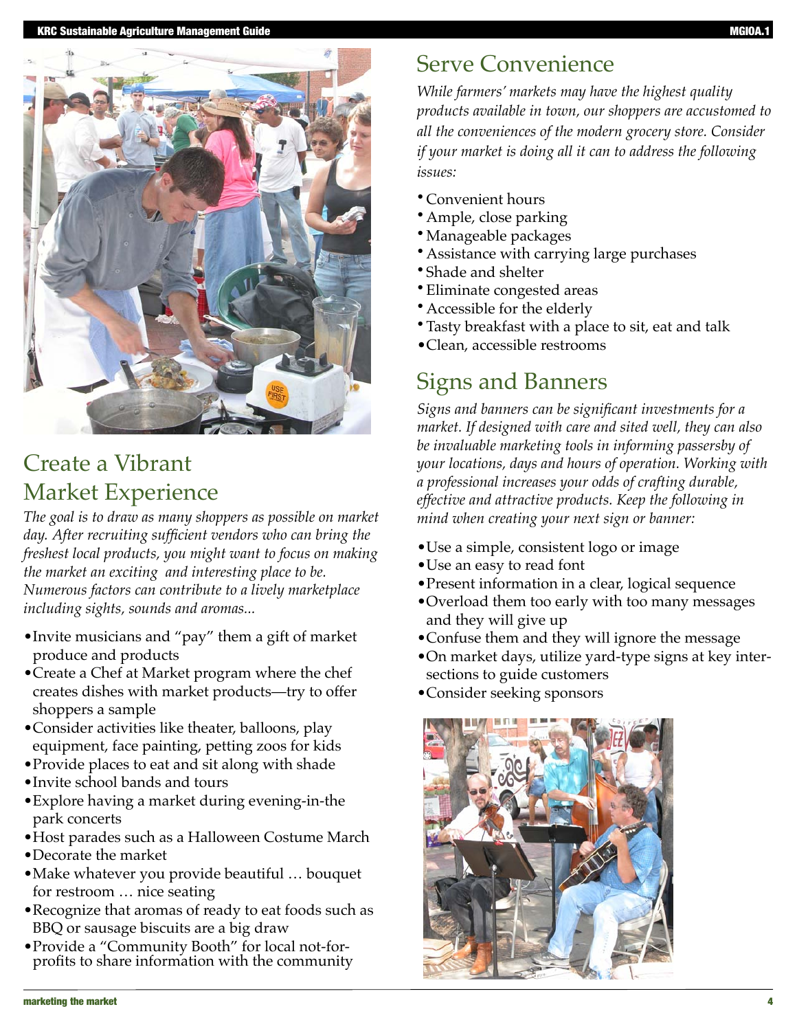## Create a Vibrant Market Experience

*The goal is to draw as many shoppers as possible on market day. After recruiting sufficient vendors who can bring the freshest local products, you might want to focus on making the market an exciting and interesting place to be. Numerous factors can contribute to a lively marketplace including sights, sounds and aromas...*

- Invite musicians and "pay" them a gift of market produce and products
- Create a Chef at Market program where the chef creates dishes with market products—try to offer shoppers a sample
- Consider activities like theater, balloons, play equipment, face painting, petting zoos for kids
- Provide places to eat and sit along with shade
- Invite school bands and tours
- Explore having a market during evening-in-the park concerts
- Host parades such as a Halloween Costume March
- Decorate the market
- Make whatever you provide beautiful … bouquet for restroom … nice seating
- Recognize that aromas of ready to eat foods such as BBQ or sausage biscuits are a big draw
- Provide a "Community Booth" for local not-for-profits to share information with the community

## Serve Convenience

*While farmers' markets may have the highest quality products available in town, our shoppers are accustomed to all the conveniences of the modern grocery store. Consider if your market is doing all it can to address the following issues:*

- Convenient hours
- Ample, close parking
- Manageable packages
- Assistance with carrying large purchases
- Shade and shelter
- Eliminate congested areas
- Accessible for the elderly
- Tasty breakfast with a place to sit, eat and talk
- Clean, accessible restrooms

## Signs and Banners

*Signs and banners can be significant investments for a market. If designed with care and sited well, they can also be invaluable marketing tools in informing passersby of your locations, days and hours of operation. Working with a professional increases your odds of crafting durable, effective and attractive products. Keep the following in mind when creating your next sign or banner:*

- Use a simple, consistent logo or image
- Use an easy to read font
- Present information in a clear, logical sequence
- Overload them too early with too many messages and they will give up
- Confuse them and they will ignore the message
- On market days, utilize yard-type signs at key intersections to guide customers
- Consider seeking sponsors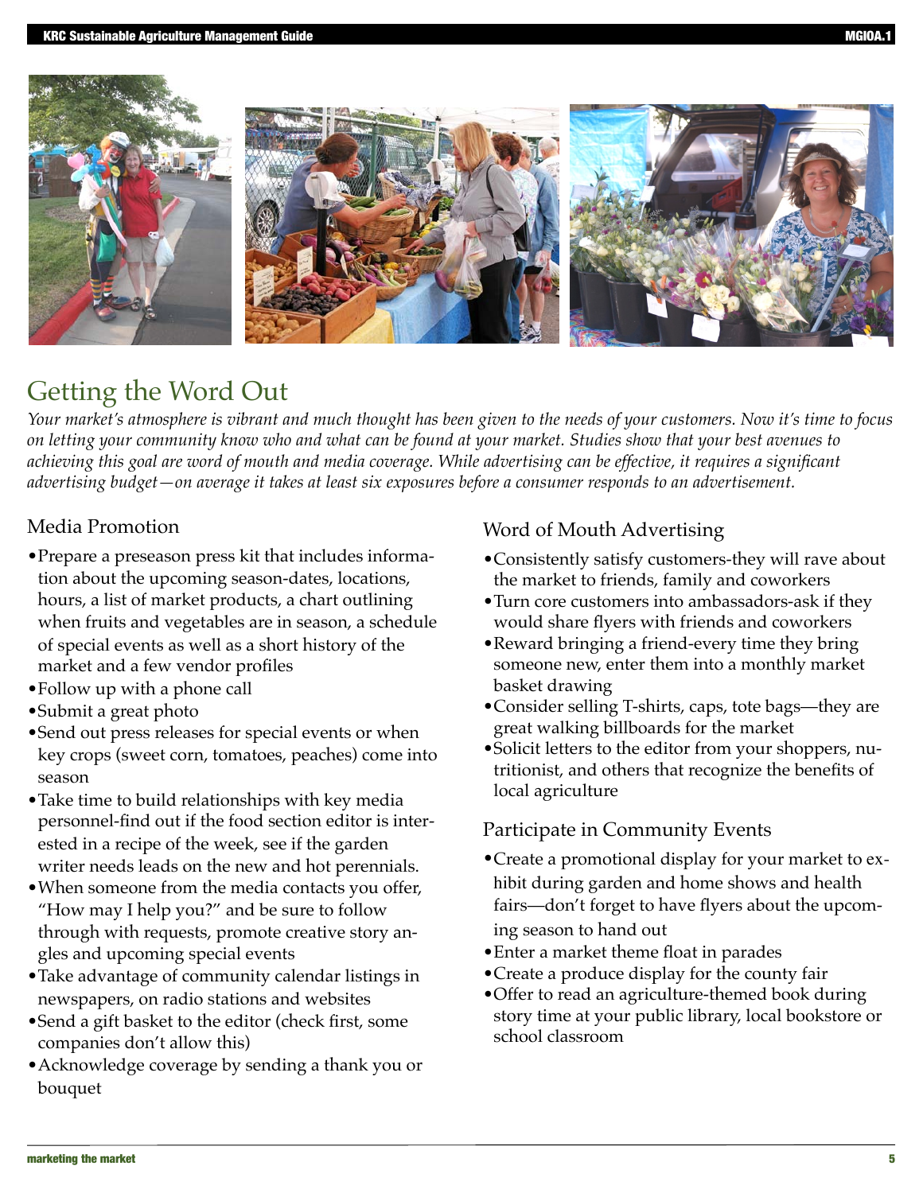# Getting the Word Out

*Your market's atmosphere is vibrant and much thought has been given to the needs of your customers. Now it's time to focus on letting your community know who and what can be found at your market. Studies show that your best avenues to achieving this goal are word of mouth and media coverage. While advertising can be effective, it requires a significant advertising budget—on average it takes at least six exposures before a consumer responds to an advertisement.*

## Media Promotion

- Prepare a preseason press kit that includes information about the upcoming season-dates, locations, hours, a list of market products, a chart outlining when fruits and vegetables are in season, a schedule of special events as well as a short history of the market and a few vendor profiles
- Follow up with a phone call
- Submit a great photo
- Send out press releases for special events or when key crops (sweet corn, tomatoes, peaches) come into season
- Take time to build relationships with key media personnel-find out if the food section editor is interested in a recipe of the week, see if the garden writer needs leads on the new and hot perennials.
- When someone from the media contacts you offer, "How may I help you?" and be sure to follow through with requests, promote creative story angles and upcoming special events
- Take advantage of community calendar listings in newspapers, on radio stations and websites
- Send a gift basket to the editor (check first, some companies don't allow this)
- Acknowledge coverage by sending a thank you or bouquet

## Word of Mouth Advertising

- Consistently satisfy customers-they will rave about the market to friends, family and coworkers
- Turn core customers into ambassadors-ask if they would share flyers with friends and coworkers
- Reward bringing a friend-every time they bring someone new, enter them into a monthly market basket drawing
- Consider selling T-shirts, caps, tote bags—they are great walking billboards for the market
- Solicit letters to the editor from your shoppers, nutritionist, and others that recognize the benefits of local agriculture

## Participate in Community Events

- Create a promotional display for your market to exhibit during garden and home shows and health fairs—don't forget to have flyers about the upcoming season to hand out
- Enter a market theme float in parades
- Create a produce display for the county fair
- Offer to read an agriculture-themed book during story time at your public library, local bookstore or school classroom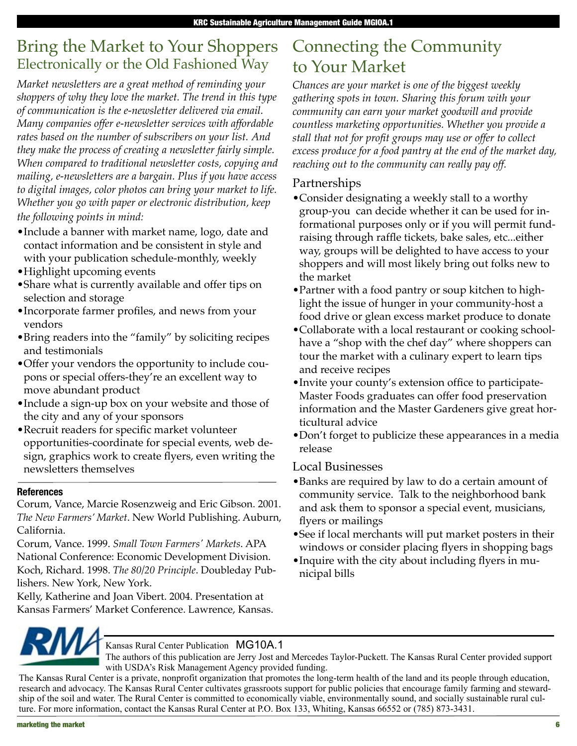# Bring the Market to Your Shoppers

## Electronically or the Old Fashioned Way

*Market newsletters are a great method of reminding your shoppers of why they love the market. The trend in this type of communication is the e-newsletter delivered via email. Many companies offer e-newsletter services with affordable rates based on the number of subscribers on your list. And they make the process of creating a newsletter fairly simple. When compared to traditional newsletter costs, copying and mailing, e-newsletters are a bargain. Plus if you have access to digital images, color photos can bring your market to life. Whether you go with paper or electronic distribution, keep the following points in mind:*

- Include a banner with market name, logo, date and contact information and be consistent in style and with your publication schedule-monthly, weekly
- Highlight upcoming events
- Share what is currently available and offer tips on selection and storage
- Incorporate farmer profiles, and news from your vendors
- Bring readers into the "family" by soliciting recipes and testimonials
- Offer your vendors the opportunity to include coupons or special offers-they're an excellent way to move abundant product
- Include a sign-up box on your website and those of the city and any of your sponsors
- Recruit readers for specific market volunteer opportunities-coordinate for special events, web design, graphics work to create flyers, even writing the newsletters themselves

### References

Corum, Vance, Marcie Rosenzweig and Eric Gibson. 2001. *The New Farmers' Market*. New World Publishing. Auburn, California.

Corum, Vance. 1999. *Small Town Farmers' Markets*. APA National Conference: Economic Development Division.

Koch, Richard. 1998. *The 80/20 Principle*. Doubleday Publishers. New York, New York.

Kelly, Katherine and Joan Vibert. 2004. Presentation at Kansas Farmers' Market Conference. Lawrence, Kansas.

# Connecting the Community to Your Market

*Chances are your market is one of the biggest weekly gathering spots in town. Sharing this forum with your community can earn your market goodwill and provide countless marketing opportunities. Whether you provide a stall that not for profit groups may use or offer to collect excess produce for a food pantry at the end of the market day, reaching out to the community can really pay off.*

## Partnerships

- Consider designating a weekly stall to a worthy group-you can decide whether it can be used for informational purposes only or if you will permit fundraising through raffle tickets, bake sales, etc...either way, groups will be delighted to have access to your shoppers and will most likely bring out folks new to the market
- Partner with a food pantry or soup kitchen to highlight the issue of hunger in your community-host a food drive or glean excess market produce to donate
- Collaborate with a local restaurant or cooking school-have a "shop with the chef day" where shoppers can tour the market with a culinary expert to learn tips and receive recipes
- Invite your county's extension office to participate-Master Foods graduates can offer food preservation information and the Master Gardeners give great horticultural advice
- Don't forget to publicize these appearances in a media release

## Local Businesses

- Banks are required by law to do a certain amount of community service. Talk to the neighborhood bank and ask them to sponsor a special event, musicians, flyers or mailings
- See if local merchants will put market posters in their windows or consider placing flyers in shopping bags
- Inquire with the city about including flyers in municipal bills

RMA

Kansas Rural Center Publication MG10A.1

The authors of this publication are Jerry Jost and Mercedes Taylor-Puckett. The Kansas Rural Center provided support with USDA's Risk Management Agency provided funding.

The Kansas Rural Center is a private, nonprofit organization that promotes the long-term health of the land and its people through education, research and advocacy. The Kansas Rural Center cultivates grassroots support for public policies that encourage family farming and stewardship of the soil and water. The Rural Center is committed to economically viable, environmentally sound, and socially sustainable rural culture. For more information, contact the Kansas Rural Center at P.O. Box 133, Whiting, Kansas 66552 or (785) 873-3431.